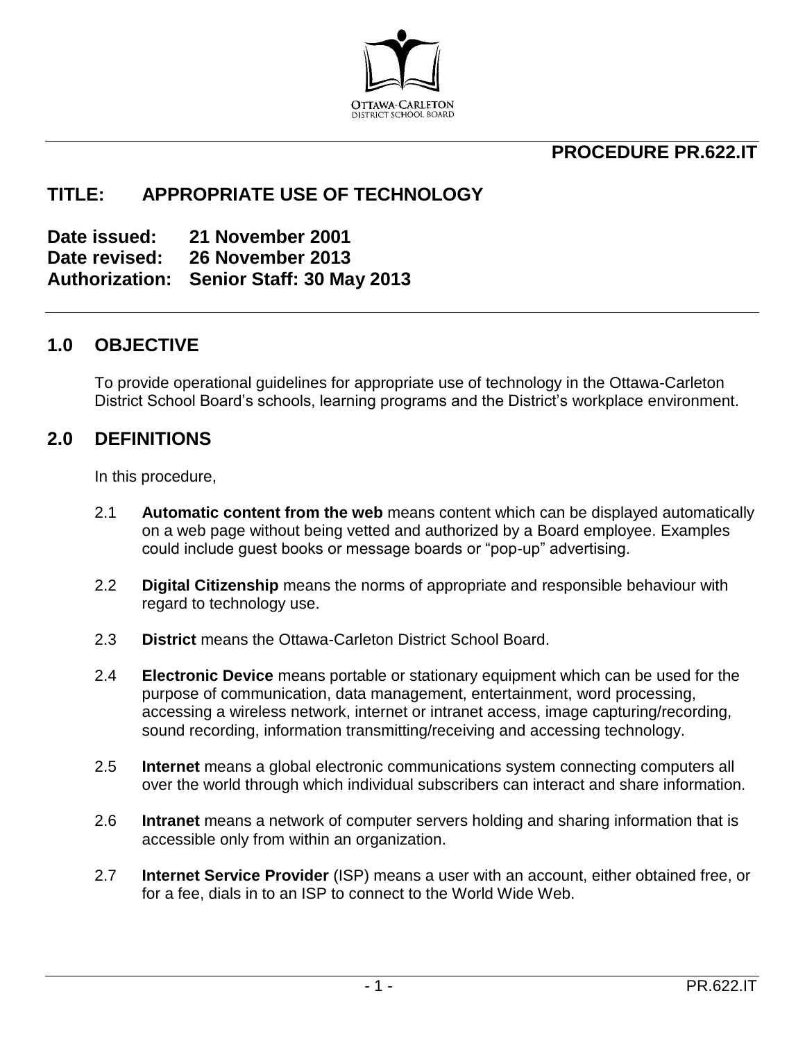OTTAWA-CARLETON DISTRICT SCHOOL BOARD

**PROCEDURE PR.622.IT**

# TITLE: APPROPRIATE USE OF TECHNOLOGY

**Date issued: 21 November 2001**
**Date revised: 26 November 2013**
**Authorization: Senior Staff: 30 May 2013**

## 1.0 OBJECTIVE

To provide operational guidelines for appropriate use of technology in the Ottawa-Carleton District School Board's schools, learning programs and the District's workplace environment.

## 2.0 DEFINITIONS

In this procedure,

2.1 **Automatic content from the web** means content which can be displayed automatically on a web page without being vetted and authorized by a Board employee. Examples could include guest books or message boards or "pop-up" advertising.

2.2 **Digital Citizenship** means the norms of appropriate and responsible behaviour with regard to technology use.

2.3 **District** means the Ottawa-Carleton District School Board.

2.4 **Electronic Device** means portable or stationary equipment which can be used for the purpose of communication, data management, entertainment, word processing, accessing a wireless network, internet or intranet access, image capturing/recording, sound recording, information transmitting/receiving and accessing technology.

2.5 **Internet** means a global electronic communications system connecting computers all over the world through which individual subscribers can interact and share information.

2.6 **Intranet** means a network of computer servers holding and sharing information that is accessible only from within an organization.

2.7 **Internet Service Provider** (ISP) means a user with an account, either obtained free, or for a fee, dials in to an ISP to connect to the World Wide Web.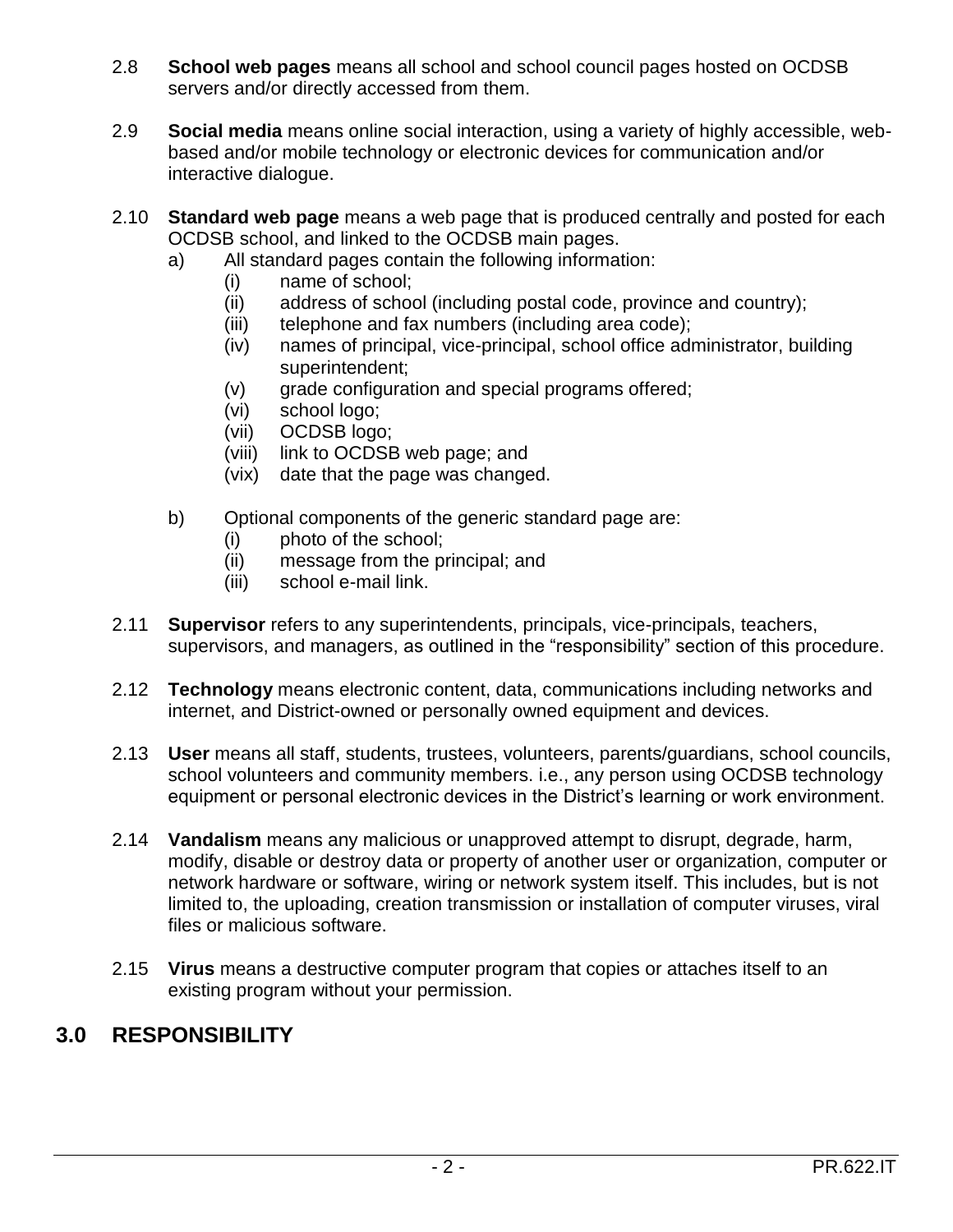2.8 **School web pages** means all school and school council pages hosted on OCDSB servers and/or directly accessed from them.

2.9 **Social media** means online social interaction, using a variety of highly accessible, web-based and/or mobile technology or electronic devices for communication and/or interactive dialogue.

2.10 **Standard web page** means a web page that is produced centrally and posted for each OCDSB school, and linked to the OCDSB main pages.

a) All standard pages contain the following information:
   - (i) name of school;
   - (ii) address of school (including postal code, province and country);
   - (iii) telephone and fax numbers (including area code);
   - (iv) names of principal, vice-principal, school office administrator, building superintendent;
   - (v) grade configuration and special programs offered;
   - (vi) school logo;
   - (vii) OCDSB logo;
   - (viii) link to OCDSB web page; and
   - (vix) date that the page was changed.

b) Optional components of the generic standard page are:
   - (i) photo of the school;
   - (ii) message from the principal; and
   - (iii) school e-mail link.

2.11 **Supervisor** refers to any superintendents, principals, vice-principals, teachers, supervisors, and managers, as outlined in the “responsibility” section of this procedure.

2.12 **Technology** means electronic content, data, communications including networks and internet, and District-owned or personally owned equipment and devices.

2.13 **User** means all staff, students, trustees, volunteers, parents/guardians, school councils, school volunteers and community members. i.e., any person using OCDSB technology equipment or personal electronic devices in the District’s learning or work environment.

2.14 **Vandalism** means any malicious or unapproved attempt to disrupt, degrade, harm, modify, disable or destroy data or property of another user or organization, computer or network hardware or software, wiring or network system itself. This includes, but is not limited to, the uploading, creation transmission or installation of computer viruses, viral files or malicious software.

2.15 **Virus** means a destructive computer program that copies or attaches itself to an existing program without your permission.

## 3.0 RESPONSIBILITY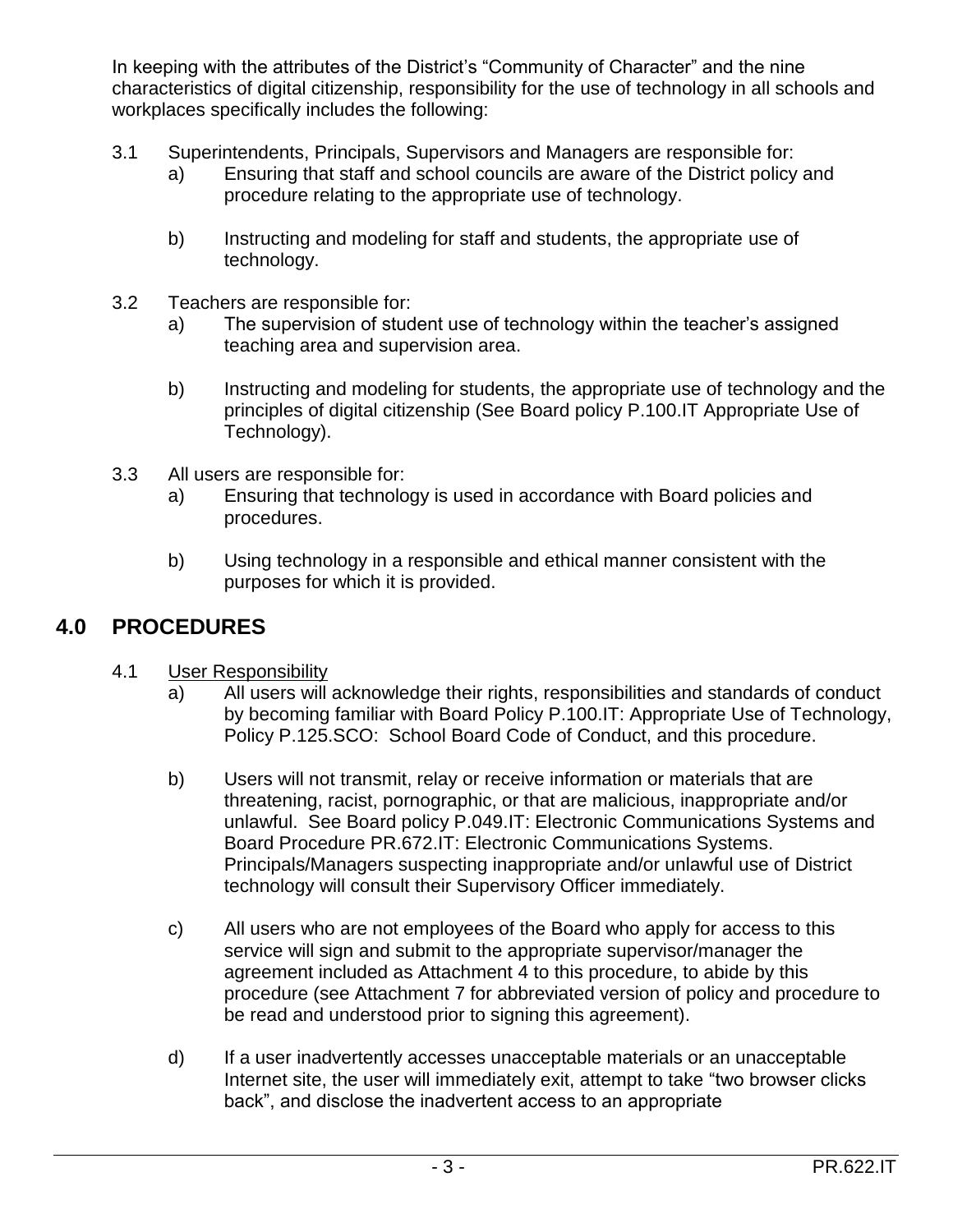In keeping with the attributes of the District's "Community of Character" and the nine characteristics of digital citizenship, responsibility for the use of technology in all schools and workplaces specifically includes the following:

3.1 Superintendents, Principals, Supervisors and Managers are responsible for:

a) Ensuring that staff and school councils are aware of the District policy and procedure relating to the appropriate use of technology.

b) Instructing and modeling for staff and students, the appropriate use of technology.

3.2 Teachers are responsible for:

a) The supervision of student use of technology within the teacher's assigned teaching area and supervision area.

b) Instructing and modeling for students, the appropriate use of technology and the principles of digital citizenship (See Board policy P.100.IT Appropriate Use of Technology).

3.3 All users are responsible for:

a) Ensuring that technology is used in accordance with Board policies and procedures.

b) Using technology in a responsible and ethical manner consistent with the purposes for which it is provided.

## 4.0 PROCEDURES

4.1 <u>User Responsibility</u>

a) All users will acknowledge their rights, responsibilities and standards of conduct by becoming familiar with Board Policy P.100.IT: Appropriate Use of Technology, Policy P.125.SCO: School Board Code of Conduct, and this procedure.

b) Users will not transmit, relay or receive information or materials that are threatening, racist, pornographic, or that are malicious, inappropriate and/or unlawful. See Board policy P.049.IT: Electronic Communications Systems and Board Procedure PR.672.IT: Electronic Communications Systems. Principals/Managers suspecting inappropriate and/or unlawful use of District technology will consult their Supervisory Officer immediately.

c) All users who are not employees of the Board who apply for access to this service will sign and submit to the appropriate supervisor/manager the agreement included as Attachment 4 to this procedure, to abide by this procedure (see Attachment 7 for abbreviated version of policy and procedure to be read and understood prior to signing this agreement).

d) If a user inadvertently accesses unacceptable materials or an unacceptable Internet site, the user will immediately exit, attempt to take "two browser clicks back", and disclose the inadvertent access to an appropriate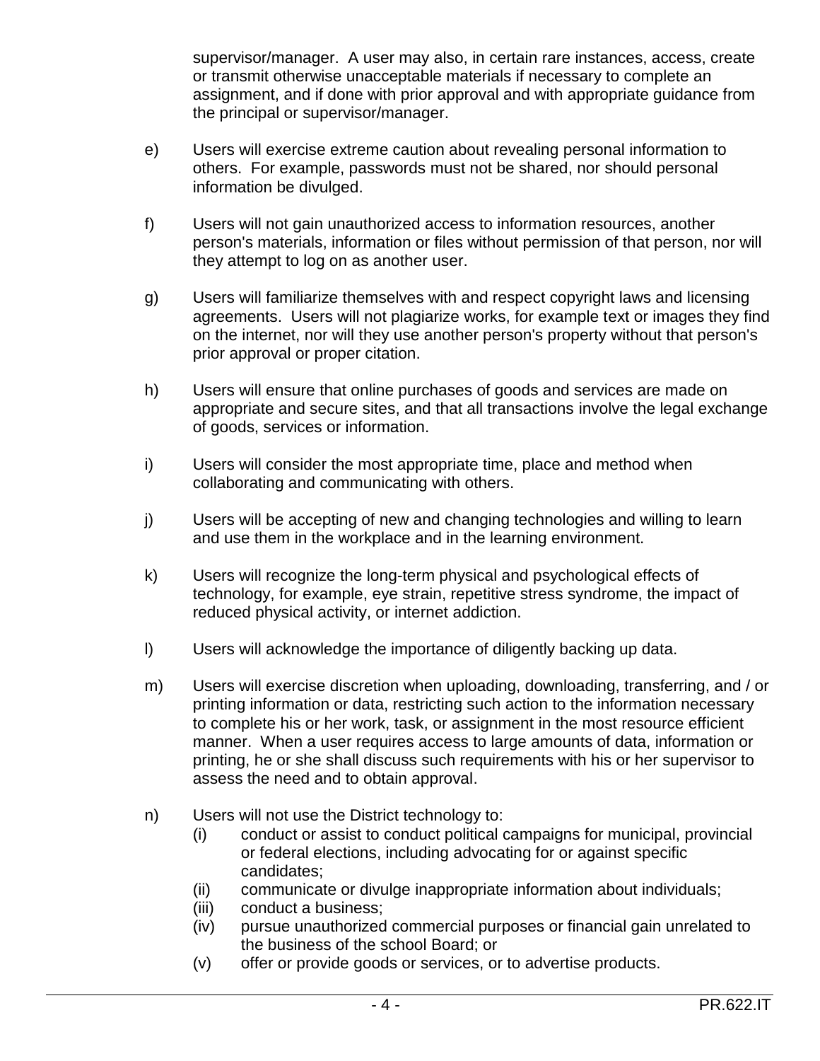supervisor/manager. A user may also, in certain rare instances, access, create or transmit otherwise unacceptable materials if necessary to complete an assignment, and if done with prior approval and with appropriate guidance from the principal or supervisor/manager.

e) Users will exercise extreme caution about revealing personal information to others. For example, passwords must not be shared, nor should personal information be divulged.

f) Users will not gain unauthorized access to information resources, another person's materials, information or files without permission of that person, nor will they attempt to log on as another user.

g) Users will familiarize themselves with and respect copyright laws and licensing agreements. Users will not plagiarize works, for example text or images they find on the internet, nor will they use another person's property without that person's prior approval or proper citation.

h) Users will ensure that online purchases of goods and services are made on appropriate and secure sites, and that all transactions involve the legal exchange of goods, services or information.

i) Users will consider the most appropriate time, place and method when collaborating and communicating with others.

j) Users will be accepting of new and changing technologies and willing to learn and use them in the workplace and in the learning environment.

k) Users will recognize the long-term physical and psychological effects of technology, for example, eye strain, repetitive stress syndrome, the impact of reduced physical activity, or internet addiction.

l) Users will acknowledge the importance of diligently backing up data.

m) Users will exercise discretion when uploading, downloading, transferring, and / or printing information or data, restricting such action to the information necessary to complete his or her work, task, or assignment in the most resource efficient manner. When a user requires access to large amounts of data, information or printing, he or she shall discuss such requirements with his or her supervisor to assess the need and to obtain approval.

n) Users will not use the District technology to:
   (i) conduct or assist to conduct political campaigns for municipal, provincial or federal elections, including advocating for or against specific candidates;
   (ii) communicate or divulge inappropriate information about individuals;
   (iii) conduct a business;
   (iv) pursue unauthorized commercial purposes or financial gain unrelated to the business of the school Board; or
   (v) offer or provide goods or services, or to advertise products.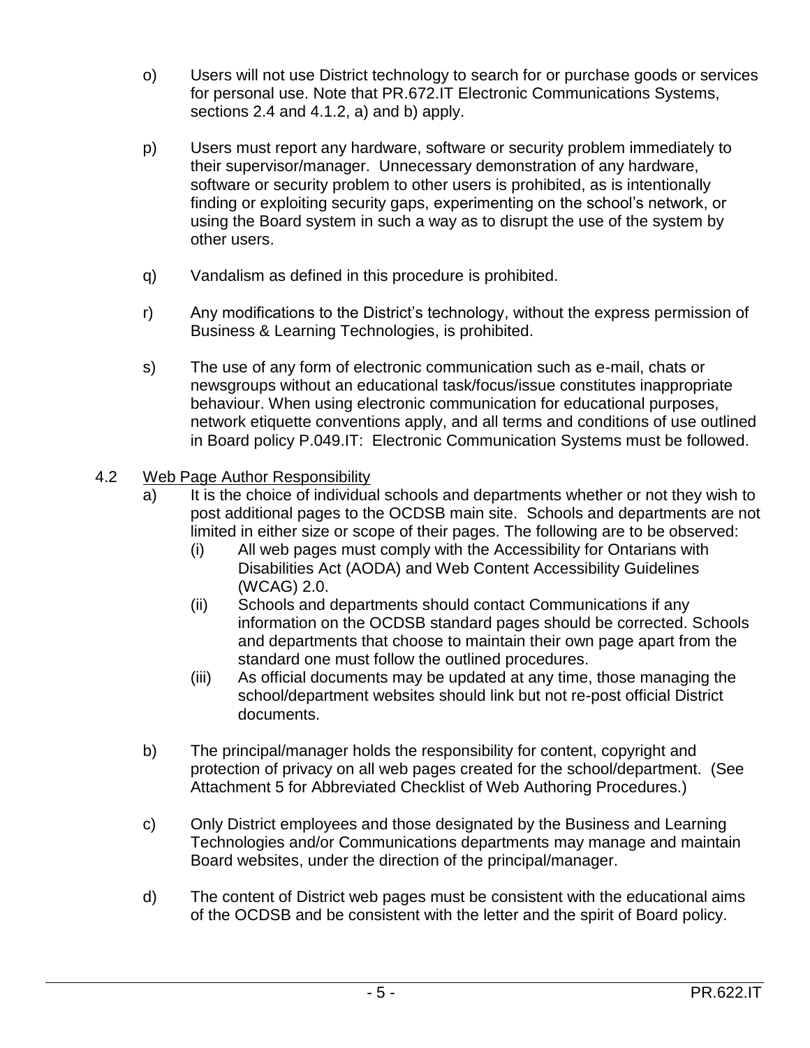o) Users will not use District technology to search for or purchase goods or services for personal use. Note that PR.672.IT Electronic Communications Systems, sections 2.4 and 4.1.2, a) and b) apply.

p) Users must report any hardware, software or security problem immediately to their supervisor/manager. Unnecessary demonstration of any hardware, software or security problem to other users is prohibited, as is intentionally finding or exploiting security gaps, experimenting on the school's network, or using the Board system in such a way as to disrupt the use of the system by other users.

q) Vandalism as defined in this procedure is prohibited.

r) Any modifications to the District's technology, without the express permission of Business & Learning Technologies, is prohibited.

s) The use of any form of electronic communication such as e-mail, chats or newsgroups without an educational task/focus/issue constitutes inappropriate behaviour. When using electronic communication for educational purposes, network etiquette conventions apply, and all terms and conditions of use outlined in Board policy P.049.IT: Electronic Communication Systems must be followed.

4.2 <u>Web Page Author Responsibility</u>

a) It is the choice of individual schools and departments whether or not they wish to post additional pages to the OCDSB main site. Schools and departments are not limited in either size or scope of their pages. The following are to be observed:

   (i) All web pages must comply with the Accessibility for Ontarians with Disabilities Act (AODA) and Web Content Accessibility Guidelines (WCAG) 2.0.

   (ii) Schools and departments should contact Communications if any information on the OCDSB standard pages should be corrected. Schools and departments that choose to maintain their own page apart from the standard one must follow the outlined procedures.

   (iii) As official documents may be updated at any time, those managing the school/department websites should link but not re-post official District documents.

b) The principal/manager holds the responsibility for content, copyright and protection of privacy on all web pages created for the school/department. (See Attachment 5 for Abbreviated Checklist of Web Authoring Procedures.)

c) Only District employees and those designated by the Business and Learning Technologies and/or Communications departments may manage and maintain Board websites, under the direction of the principal/manager.

d) The content of District web pages must be consistent with the educational aims of the OCDSB and be consistent with the letter and the spirit of Board policy.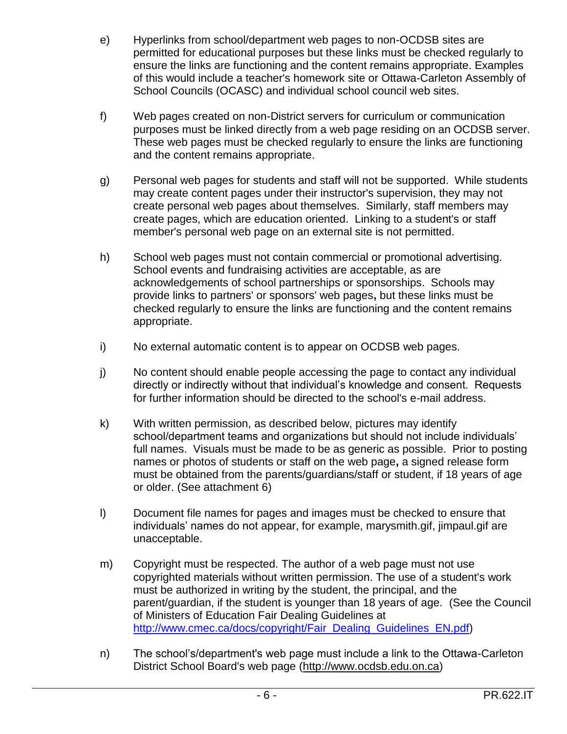e) Hyperlinks from school/department web pages to non-OCDSB sites are permitted for educational purposes but these links must be checked regularly to ensure the links are functioning and the content remains appropriate. Examples of this would include a teacher's homework site or Ottawa-Carleton Assembly of School Councils (OCASC) and individual school council web sites.

f) Web pages created on non-District servers for curriculum or communication purposes must be linked directly from a web page residing on an OCDSB server. These web pages must be checked regularly to ensure the links are functioning and the content remains appropriate.

g) Personal web pages for students and staff will not be supported. While students may create content pages under their instructor's supervision, they may not create personal web pages about themselves. Similarly, staff members may create pages, which are education oriented. Linking to a student's or staff member's personal web page on an external site is not permitted.

h) School web pages must not contain commercial or promotional advertising. School events and fundraising activities are acceptable, as are acknowledgements of school partnerships or sponsorships. Schools may provide links to partners' or sponsors' web pages**,** but these links must be checked regularly to ensure the links are functioning and the content remains appropriate.

i) No external automatic content is to appear on OCDSB web pages.

j) No content should enable people accessing the page to contact any individual directly or indirectly without that individual's knowledge and consent. Requests for further information should be directed to the school's e-mail address.

k) With written permission, as described below, pictures may identify school/department teams and organizations but should not include individuals' full names. Visuals must be made to be as generic as possible. Prior to posting names or photos of students or staff on the web page**,** a signed release form must be obtained from the parents/guardians/staff or student, if 18 years of age or older. (See attachment 6)

l) Document file names for pages and images must be checked to ensure that individuals' names do not appear, for example, marysmith.gif, jimpaul.gif are unacceptable.

m) Copyright must be respected. The author of a web page must not use copyrighted materials without written permission. The use of a student's work must be authorized in writing by the student, the principal, and the parent/guardian, if the student is younger than 18 years of age. (See the Council of Ministers of Education Fair Dealing Guidelines at [http://www.cmec.ca/docs/copyright/Fair_Dealing_Guidelines_EN.pdf](http://www.cmec.ca/docs/copyright/Fair_Dealing_Guidelines_EN.pdf))

n) The school's/department's web page must include a link to the Ottawa-Carleton District School Board's web page (http://www.ocdsb.edu.on.ca)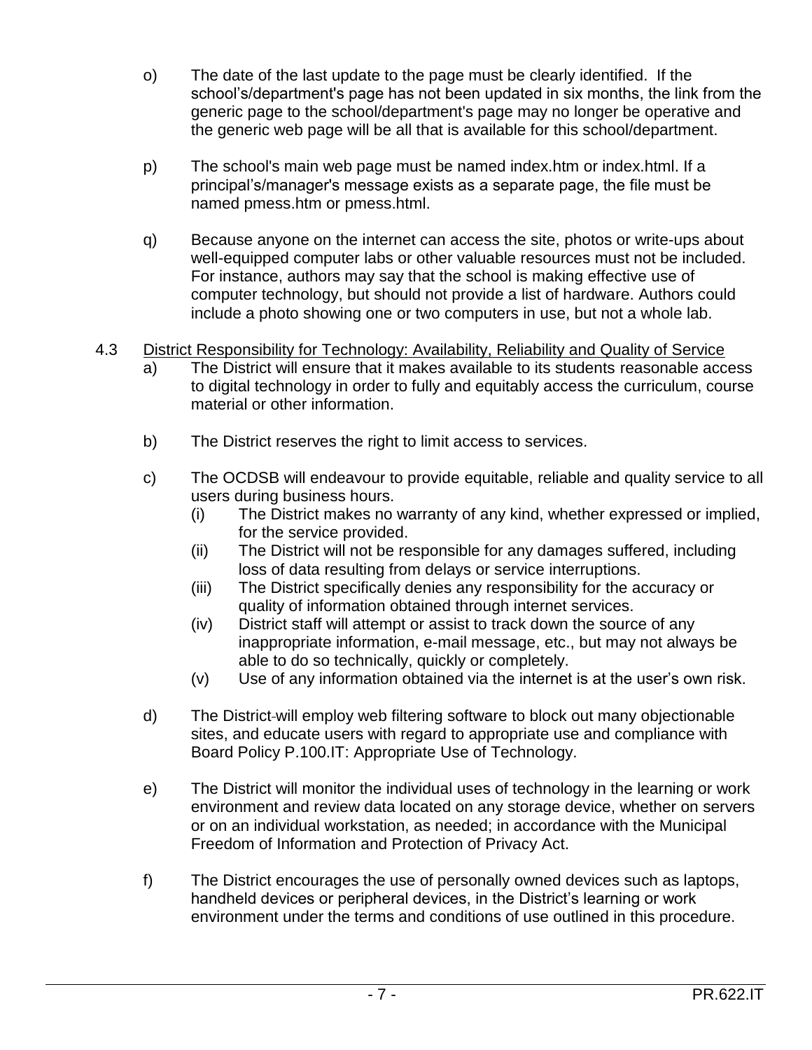o) The date of the last update to the page must be clearly identified. If the school's/department's page has not been updated in six months, the link from the generic page to the school/department's page may no longer be operative and the generic web page will be all that is available for this school/department.

p) The school's main web page must be named index.htm or index.html. If a principal's/manager's message exists as a separate page, the file must be named pmess.htm or pmess.html.

q) Because anyone on the internet can access the site, photos or write-ups about well-equipped computer labs or other valuable resources must not be included. For instance, authors may say that the school is making effective use of computer technology, but should not provide a list of hardware. Authors could include a photo showing one or two computers in use, but not a whole lab.

4.3 <u>District Responsibility for Technology: Availability, Reliability and Quality of Service</u>

a) The District will ensure that it makes available to its students reasonable access to digital technology in order to fully and equitably access the curriculum, course material or other information.

b) The District reserves the right to limit access to services.

c) The OCDSB will endeavour to provide equitable, reliable and quality service to all users during business hours.

  (i) The District makes no warranty of any kind, whether expressed or implied, for the service provided.

  (ii) The District will not be responsible for any damages suffered, including loss of data resulting from delays or service interruptions.

  (iii) The District specifically denies any responsibility for the accuracy or quality of information obtained through internet services.

  (iv) District staff will attempt or assist to track down the source of any inappropriate information, e-mail message, etc., but may not always be able to do so technically, quickly or completely.

  (v) Use of any information obtained via the internet is at the user's own risk.

d) The District will employ web filtering software to block out many objectionable sites, and educate users with regard to appropriate use and compliance with Board Policy P.100.IT: Appropriate Use of Technology.

e) The District will monitor the individual uses of technology in the learning or work environment and review data located on any storage device, whether on servers or on an individual workstation, as needed; in accordance with the Municipal Freedom of Information and Protection of Privacy Act.

f) The District encourages the use of personally owned devices such as laptops, handheld devices or peripheral devices, in the District's learning or work environment under the terms and conditions of use outlined in this procedure.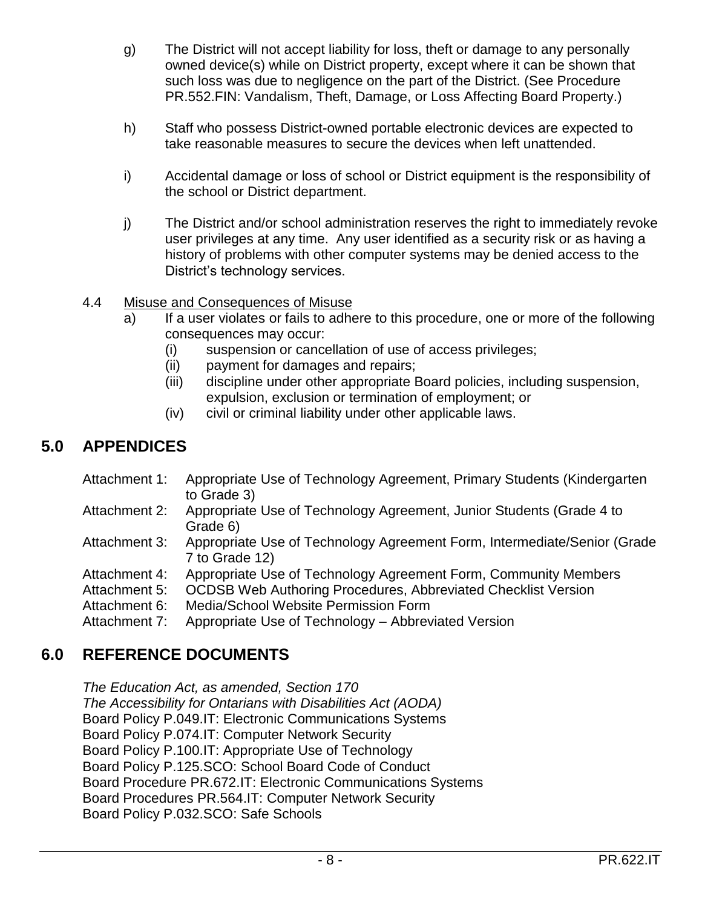g) The District will not accept liability for loss, theft or damage to any personally owned device(s) while on District property, except where it can be shown that such loss was due to negligence on the part of the District. (See Procedure PR.552.FIN: Vandalism, Theft, Damage, or Loss Affecting Board Property.)

h) Staff who possess District-owned portable electronic devices are expected to take reasonable measures to secure the devices when left unattended.

i) Accidental damage or loss of school or District equipment is the responsibility of the school or District department.

j) The District and/or school administration reserves the right to immediately revoke user privileges at any time. Any user identified as a security risk or as having a history of problems with other computer systems may be denied access to the District's technology services.

4.4 Misuse and Consequences of Misuse

a) If a user violates or fails to adhere to this procedure, one or more of the following consequences may occur:
   (i) suspension or cancellation of use of access privileges;
   (ii) payment for damages and repairs;
   (iii) discipline under other appropriate Board policies, including suspension, expulsion, exclusion or termination of employment; or
   (iv) civil or criminal liability under other applicable laws.

## 5.0 APPENDICES

Attachment 1: Appropriate Use of Technology Agreement, Primary Students (Kindergarten to Grade 3)
Attachment 2: Appropriate Use of Technology Agreement, Junior Students (Grade 4 to Grade 6)
Attachment 3: Appropriate Use of Technology Agreement Form, Intermediate/Senior (Grade 7 to Grade 12)
Attachment 4: Appropriate Use of Technology Agreement Form, Community Members
Attachment 5: OCDSB Web Authoring Procedures, Abbreviated Checklist Version
Attachment 6: Media/School Website Permission Form
Attachment 7: Appropriate Use of Technology – Abbreviated Version

## 6.0 REFERENCE DOCUMENTS

*The Education Act, as amended, Section 170*
*The Accessibility for Ontarians with Disabilities Act (AODA)*
Board Policy P.049.IT: Electronic Communications Systems
Board Policy P.074.IT: Computer Network Security
Board Policy P.100.IT: Appropriate Use of Technology
Board Policy P.125.SCO: School Board Code of Conduct
Board Procedure PR.672.IT: Electronic Communications Systems
Board Procedures PR.564.IT: Computer Network Security
Board Policy P.032.SCO: Safe Schools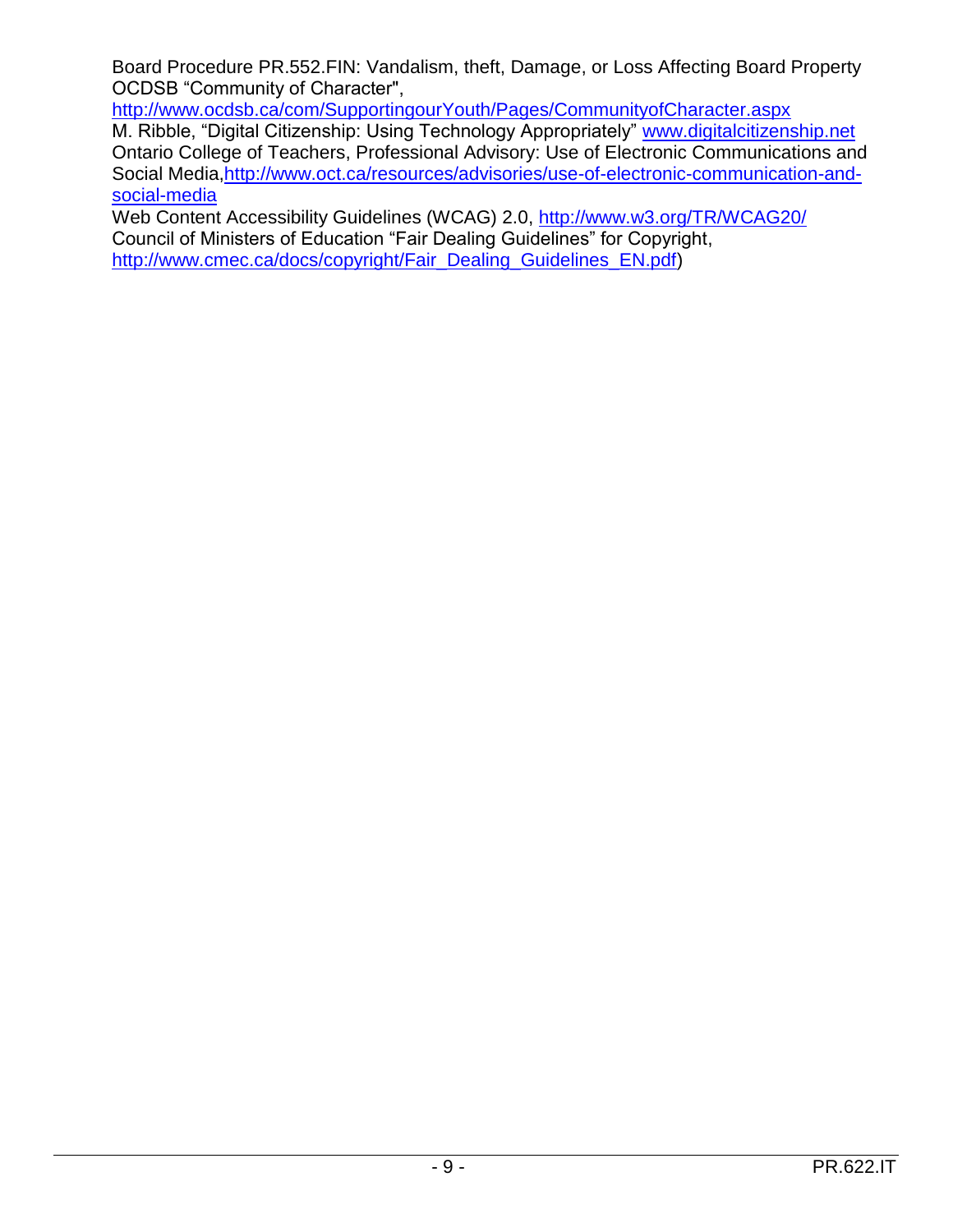Board Procedure PR.552.FIN: Vandalism, theft, Damage, or Loss Affecting Board Property
OCDSB "Community of Character",
http://www.ocdsb.ca/com/SupportingourYouth/Pages/CommunityofCharacter.aspx
M. Ribble, "Digital Citizenship: Using Technology Appropriately" www.digitalcitizenship.net
Ontario College of Teachers, Professional Advisory: Use of Electronic Communications and Social Media,http://www.oct.ca/resources/advisories/use-of-electronic-communication-and-social-media
Web Content Accessibility Guidelines (WCAG) 2.0, http://www.w3.org/TR/WCAG20/
Council of Ministers of Education "Fair Dealing Guidelines" for Copyright,
http://www.cmec.ca/docs/copyright/Fair_Dealing_Guidelines_EN.pdf)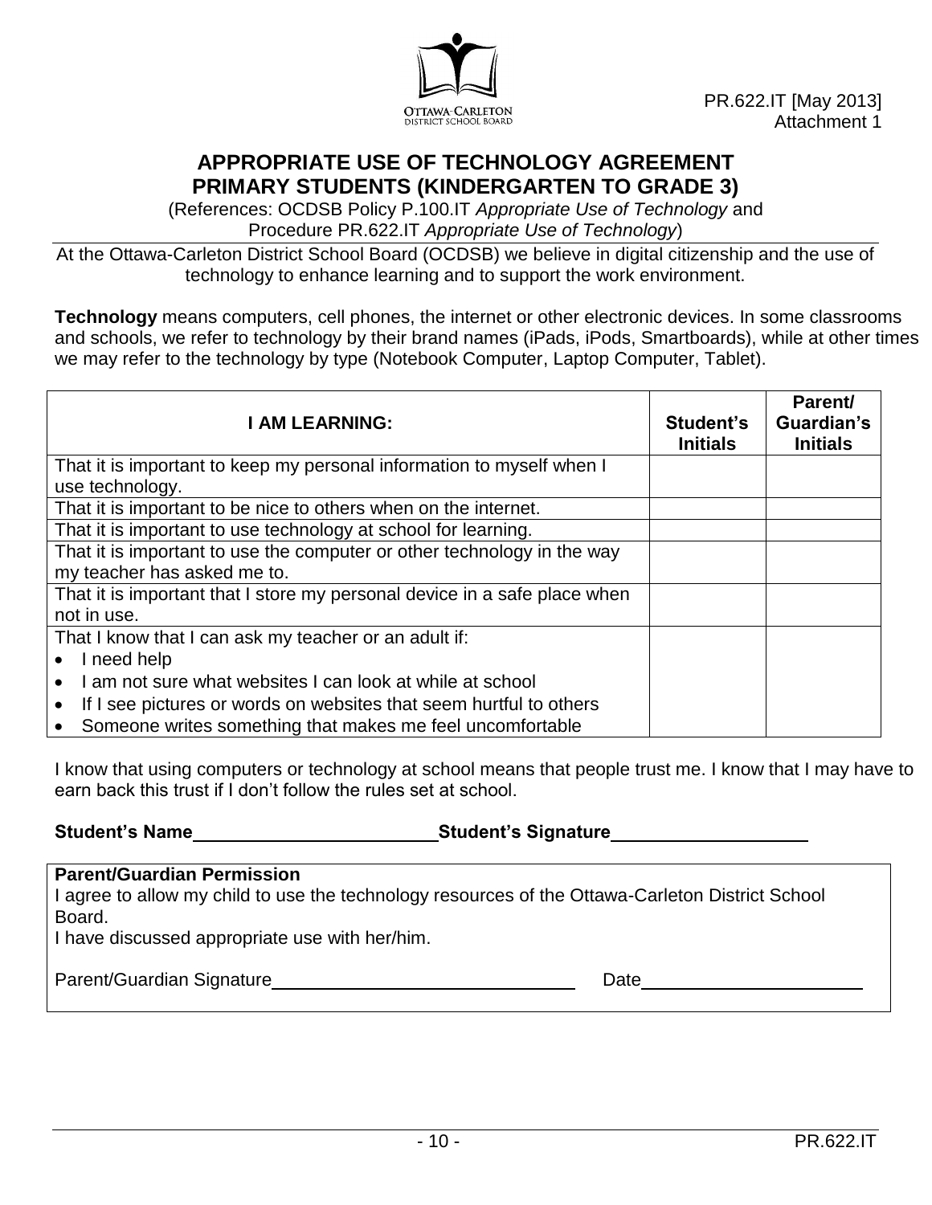PR.622.IT [May 2013]
Attachment 1

# APPROPRIATE USE OF TECHNOLOGY AGREEMENT
# PRIMARY STUDENTS (KINDERGARTEN TO GRADE 3)

(References: OCDSB Policy P.100.IT *Appropriate Use of Technology* and Procedure PR.622.IT *Appropriate Use of Technology*)

At the Ottawa-Carleton District School Board (OCDSB) we believe in digital citizenship and the use of technology to enhance learning and to support the work environment.

**Technology** means computers, cell phones, the internet or other electronic devices. In some classrooms and schools, we refer to technology by their brand names (iPads, iPods, Smartboards), while at other times we may refer to the technology by type (Notebook Computer, Laptop Computer, Tablet).

| I AM LEARNING: | Student's Initials | Parent/ Guardian's Initials |
|---|---|---|
| That it is important to keep my personal information to myself when I use technology. | | |
| That it is important to be nice to others when on the internet. | | |
| That it is important to use technology at school for learning. | | |
| That it is important to use the computer or other technology in the way my teacher has asked me to. | | |
| That it is important that I store my personal device in a safe place when not in use. | | |
| That I know that I can ask my teacher or an adult if:<br>• I need help<br>• I am not sure what websites I can look at while at school<br>• If I see pictures or words on websites that seem hurtful to others<br>• Someone writes something that makes me feel uncomfortable | | |

I know that using computers or technology at school means that people trust me. I know that I may have to earn back this trust if I don't follow the rules set at school.

**Student's Name**________________________ **Student's Signature**___________________

**Parent/Guardian Permission**

I agree to allow my child to use the technology resources of the Ottawa-Carleton District School Board.

I have discussed appropriate use with her/him.

Parent/Guardian Signature______________________________ Date______________________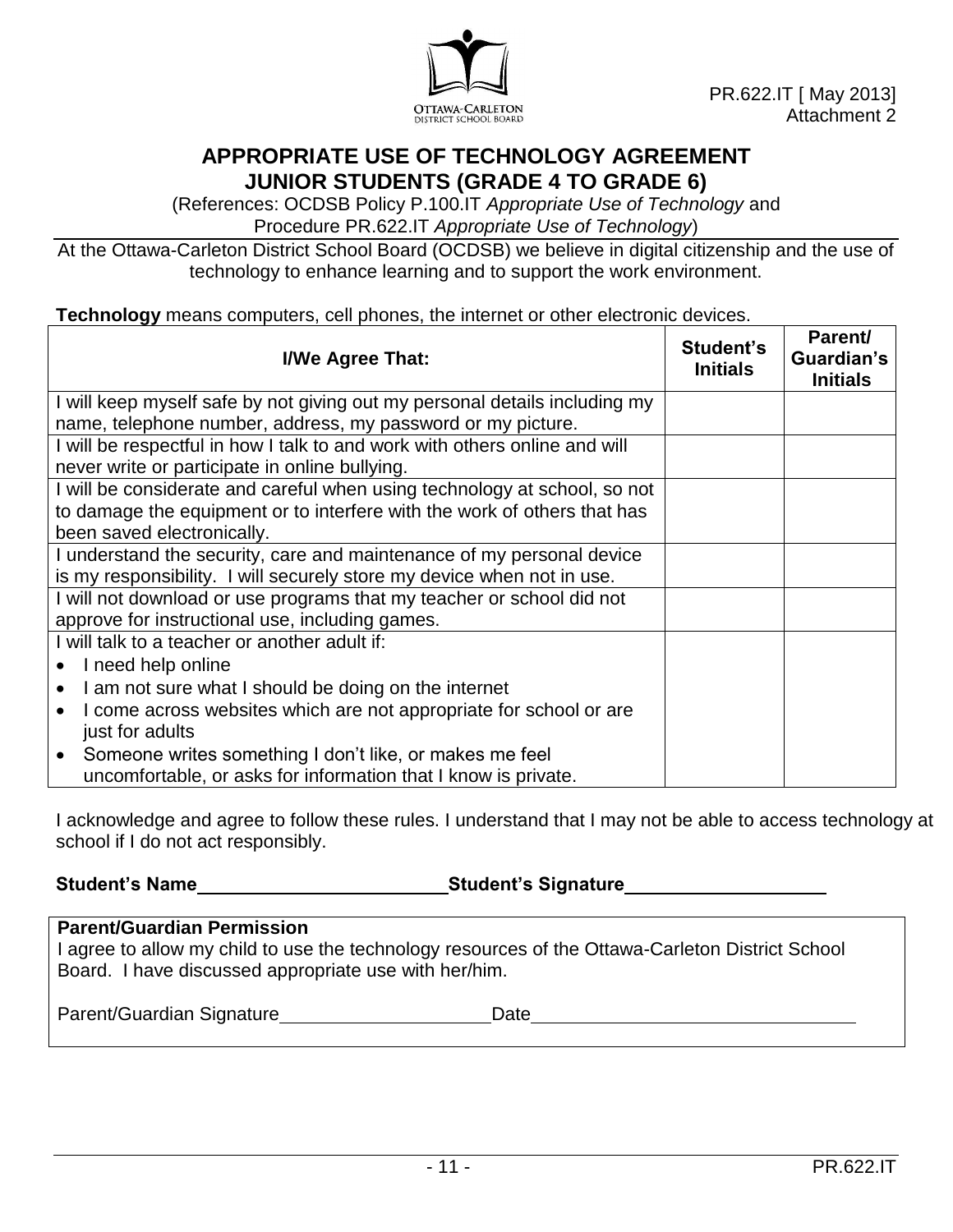PR.622.IT [ May 2013]
Attachment 2

# APPROPRIATE USE OF TECHNOLOGY AGREEMENT
## JUNIOR STUDENTS (GRADE 4 TO GRADE 6)

(References: OCDSB Policy P.100.IT *Appropriate Use of Technology* and Procedure PR.622.IT *Appropriate Use of Technology*)

At the Ottawa-Carleton District School Board (OCDSB) we believe in digital citizenship and the use of technology to enhance learning and to support the work environment.

**Technology** means computers, cell phones, the internet or other electronic devices.

| I/We Agree That: | Student's Initials | Parent/ Guardian's Initials |
|---|---|---|
| I will keep myself safe by not giving out my personal details including my name, telephone number, address, my password or my picture. | | |
| I will be respectful in how I talk to and work with others online and will never write or participate in online bullying. | | |
| I will be considerate and careful when using technology at school, so not to damage the equipment or to interfere with the work of others that has been saved electronically. | | |
| I understand the security, care and maintenance of my personal device is my responsibility. I will securely store my device when not in use. | | |
| I will not download or use programs that my teacher or school did not approve for instructional use, including games. | | |
| I will talk to a teacher or another adult if:<br>• I need help online<br>• I am not sure what I should be doing on the internet<br>• I come across websites which are not appropriate for school or are just for adults<br>• Someone writes something I don't like, or makes me feel uncomfortable, or asks for information that I know is private. | | |

I acknowledge and agree to follow these rules. I understand that I may not be able to access technology at school if I do not act responsibly.

**Student's Name**\_\_\_\_\_\_\_\_\_\_\_\_\_\_\_\_\_\_\_\_\_\_\_\_ **Student's Signature**\_\_\_\_\_\_\_\_\_\_\_\_\_\_\_\_\_\_\_

**Parent/Guardian Permission**
I agree to allow my child to use the technology resources of the Ottawa-Carleton District School Board. I have discussed appropriate use with her/him.

Parent/Guardian Signature\_\_\_\_\_\_\_\_\_\_\_\_\_\_\_\_\_\_\_\_ Date\_\_\_\_\_\_\_\_\_\_\_\_\_\_\_\_\_\_\_\_\_\_\_\_\_\_\_\_\_\_\_\_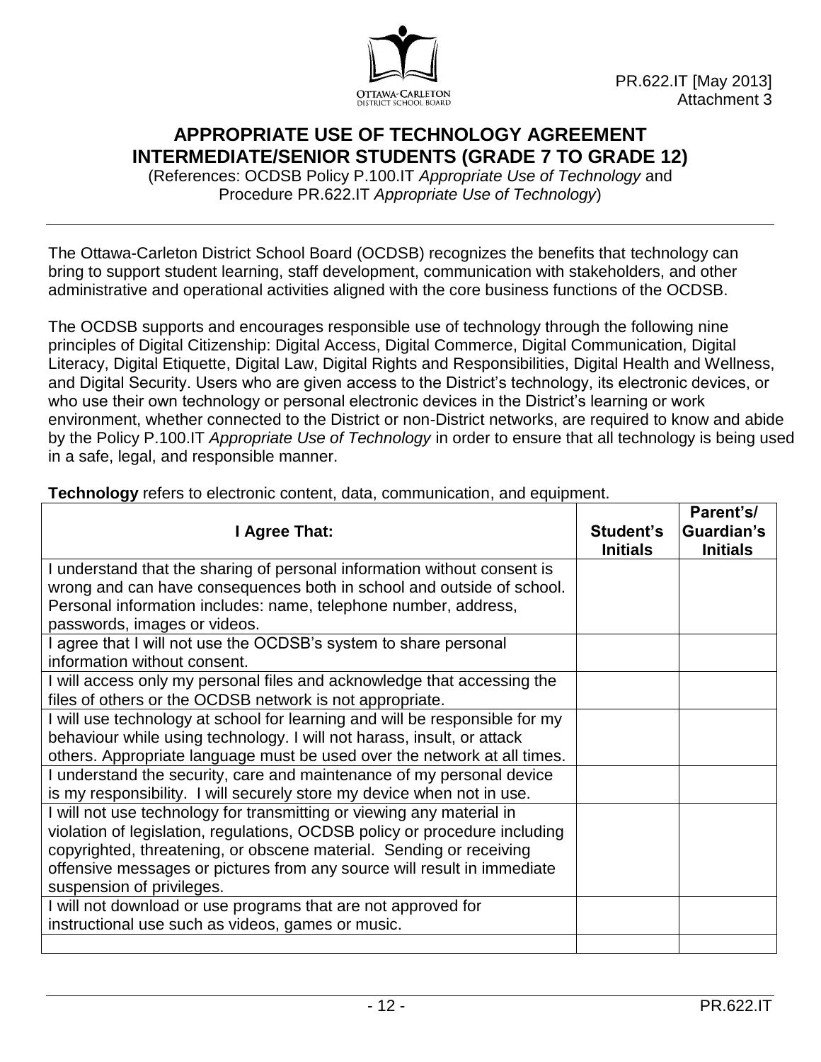PR.622.IT [May 2013]
Attachment 3

# APPROPRIATE USE OF TECHNOLOGY AGREEMENT
# INTERMEDIATE/SENIOR STUDENTS (GRADE 7 TO GRADE 12)

(References: OCDSB Policy P.100.IT *Appropriate Use of Technology* and Procedure PR.622.IT *Appropriate Use of Technology*)

---

The Ottawa-Carleton District School Board (OCDSB) recognizes the benefits that technology can bring to support student learning, staff development, communication with stakeholders, and other administrative and operational activities aligned with the core business functions of the OCDSB.

The OCDSB supports and encourages responsible use of technology through the following nine principles of Digital Citizenship: Digital Access, Digital Commerce, Digital Communication, Digital Literacy, Digital Etiquette, Digital Law, Digital Rights and Responsibilities, Digital Health and Wellness, and Digital Security. Users who are given access to the District's technology, its electronic devices, or who use their own technology or personal electronic devices in the District's learning or work environment, whether connected to the District or non-District networks, are required to know and abide by the Policy P.100.IT *Appropriate Use of Technology* in order to ensure that all technology is being used in a safe, legal, and responsible manner.

**Technology** refers to electronic content, data, communication, and equipment.

| **I Agree That:** | **Student's Initials** | **Parent's/ Guardian's Initials** |
|---|---|---|
| I understand that the sharing of personal information without consent is wrong and can have consequences both in school and outside of school. Personal information includes: name, telephone number, address, passwords, images or videos. | | |
| I agree that I will not use the OCDSB's system to share personal information without consent. | | |
| I will access only my personal files and acknowledge that accessing the files of others or the OCDSB network is not appropriate. | | |
| I will use technology at school for learning and will be responsible for my behaviour while using technology. I will not harass, insult, or attack others. Appropriate language must be used over the network at all times. | | |
| I understand the security, care and maintenance of my personal device is my responsibility. I will securely store my device when not in use. | | |
| I will not use technology for transmitting or viewing any material in violation of legislation, regulations, OCDSB policy or procedure including copyrighted, threatening, or obscene material. Sending or receiving offensive messages or pictures from any source will result in immediate suspension of privileges. | | |
| I will not download or use programs that are not approved for instructional use such as videos, games or music. | | |
| | | |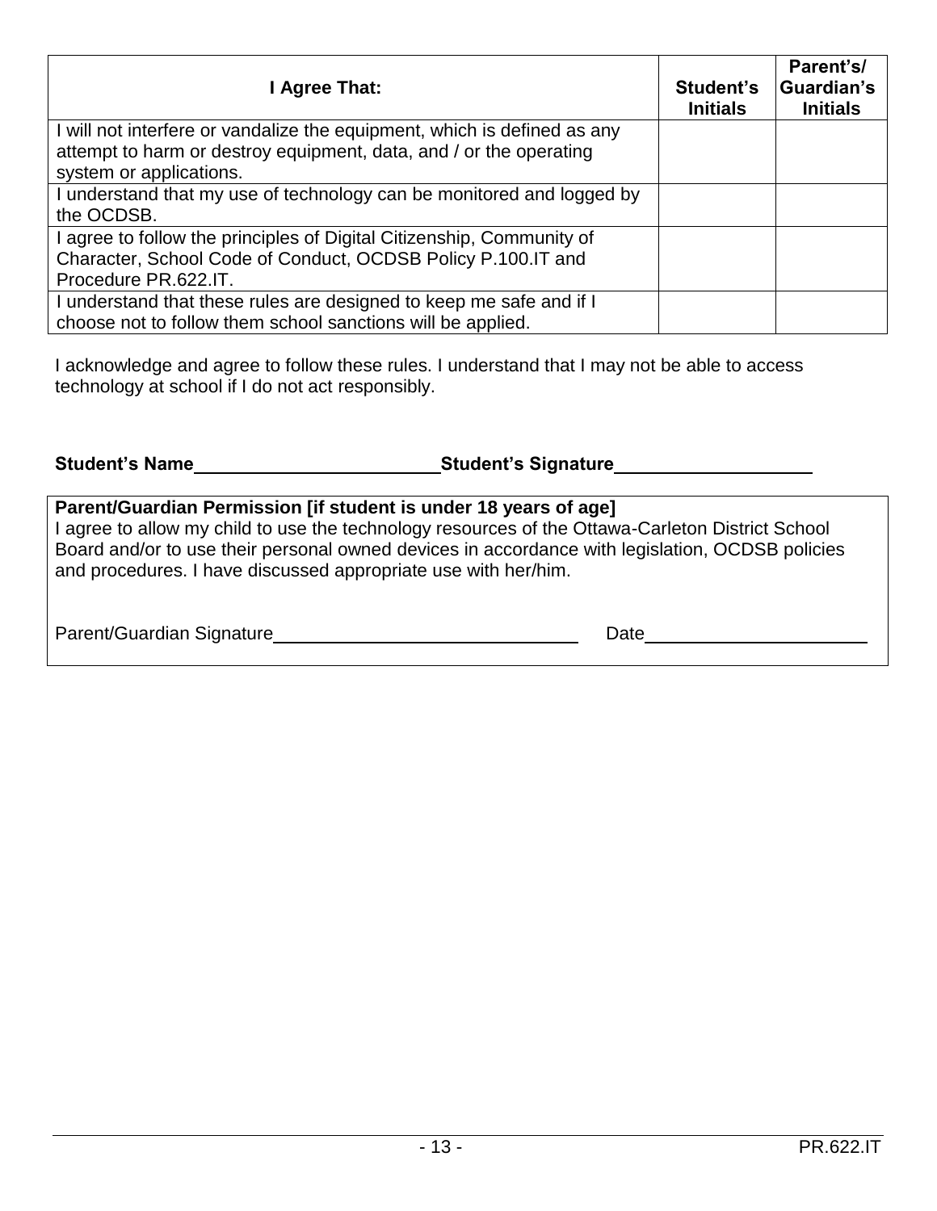| I Agree That: | Student's Initials | Parent's/ Guardian's Initials |
|---|---|---|
| I will not interfere or vandalize the equipment, which is defined as any attempt to harm or destroy equipment, data, and / or the operating system or applications. | | |
| I understand that my use of technology can be monitored and logged by the OCDSB. | | |
| I agree to follow the principles of Digital Citizenship, Community of Character, School Code of Conduct, OCDSB Policy P.100.IT and Procedure PR.622.IT. | | |
| I understand that these rules are designed to keep me safe and if I choose not to follow them school sanctions will be applied. | | |

I acknowledge and agree to follow these rules. I understand that I may not be able to access technology at school if I do not act responsibly.

**Student's Name**________________________ **Student's Signature**____________________

**Parent/Guardian Permission [if student is under 18 years of age]**
I agree to allow my child to use the technology resources of the Ottawa-Carleton District School Board and/or to use their personal owned devices in accordance with legislation, OCDSB policies and procedures. I have discussed appropriate use with her/him.

Parent/Guardian Signature______________________________ Date______________________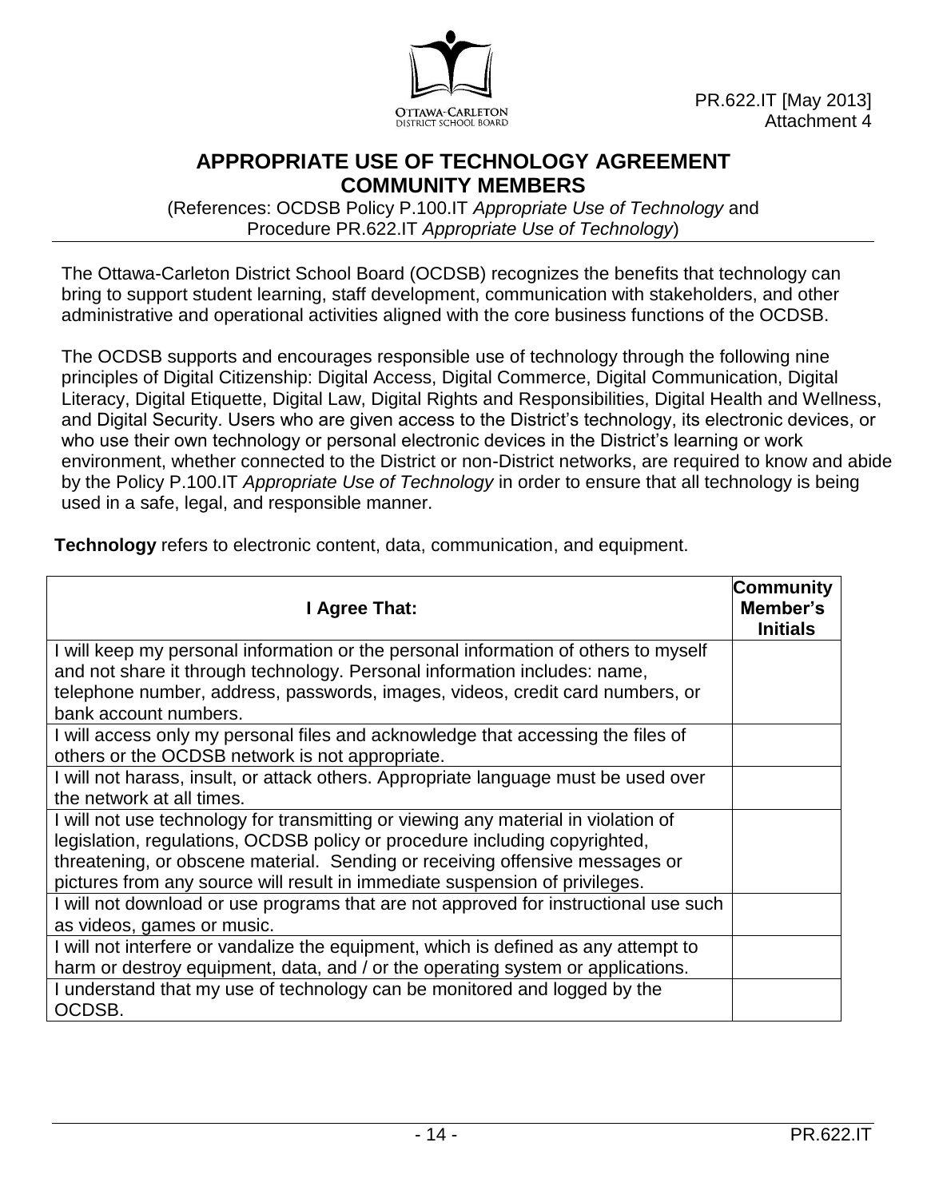PR.622.IT [May 2013]
Attachment 4

# APPROPRIATE USE OF TECHNOLOGY AGREEMENT COMMUNITY MEMBERS

(References: OCDSB Policy P.100.IT *Appropriate Use of Technology* and Procedure PR.622.IT *Appropriate Use of Technology*)

The Ottawa-Carleton District School Board (OCDSB) recognizes the benefits that technology can bring to support student learning, staff development, communication with stakeholders, and other administrative and operational activities aligned with the core business functions of the OCDSB.

The OCDSB supports and encourages responsible use of technology through the following nine principles of Digital Citizenship: Digital Access, Digital Commerce, Digital Communication, Digital Literacy, Digital Etiquette, Digital Law, Digital Rights and Responsibilities, Digital Health and Wellness, and Digital Security. Users who are given access to the District's technology, its electronic devices, or who use their own technology or personal electronic devices in the District's learning or work environment, whether connected to the District or non-District networks, are required to know and abide by the Policy P.100.IT *Appropriate Use of Technology* in order to ensure that all technology is being used in a safe, legal, and responsible manner.

**Technology** refers to electronic content, data, communication, and equipment.

| I Agree That: | Community Member's Initials |
|---|---|
| I will keep my personal information or the personal information of others to myself and not share it through technology. Personal information includes: name, telephone number, address, passwords, images, videos, credit card numbers, or bank account numbers. | |
| I will access only my personal files and acknowledge that accessing the files of others or the OCDSB network is not appropriate. | |
| I will not harass, insult, or attack others. Appropriate language must be used over the network at all times. | |
| I will not use technology for transmitting or viewing any material in violation of legislation, regulations, OCDSB policy or procedure including copyrighted, threatening, or obscene material. Sending or receiving offensive messages or pictures from any source will result in immediate suspension of privileges. | |
| I will not download or use programs that are not approved for instructional use such as videos, games or music. | |
| I will not interfere or vandalize the equipment, which is defined as any attempt to harm or destroy equipment, data, and / or the operating system or applications. | |
| I understand that my use of technology can be monitored and logged by the OCDSB. | |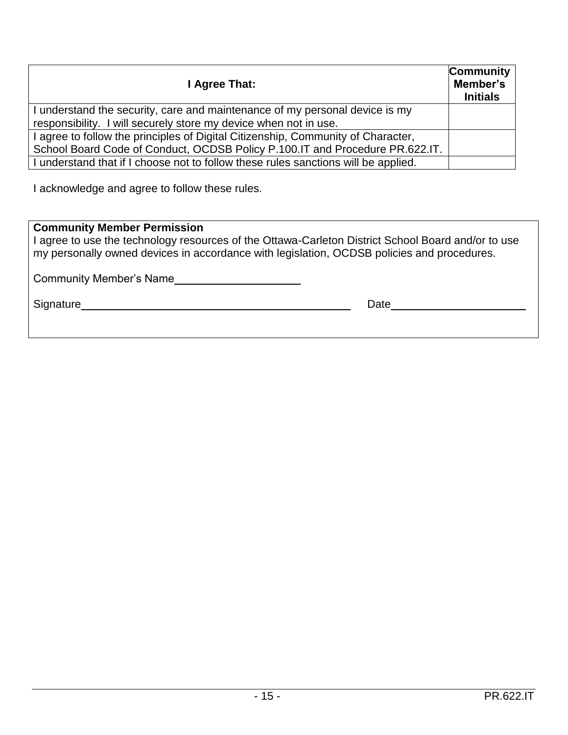| I Agree That: | Community Member's Initials |
|---|---|
| I understand the security, care and maintenance of my personal device is my responsibility. I will securely store my device when not in use. | |
| I agree to follow the principles of Digital Citizenship, Community of Character, School Board Code of Conduct, OCDSB Policy P.100.IT and Procedure PR.622.IT. | |
| I understand that if I choose not to follow these rules sanctions will be applied. | |

I acknowledge and agree to follow these rules.

**Community Member Permission**

I agree to use the technology resources of the Ottawa-Carleton District School Board and/or to use my personally owned devices in accordance with legislation, OCDSB policies and procedures.

Community Member's Name____________________

Signature____________________________________________ Date______________________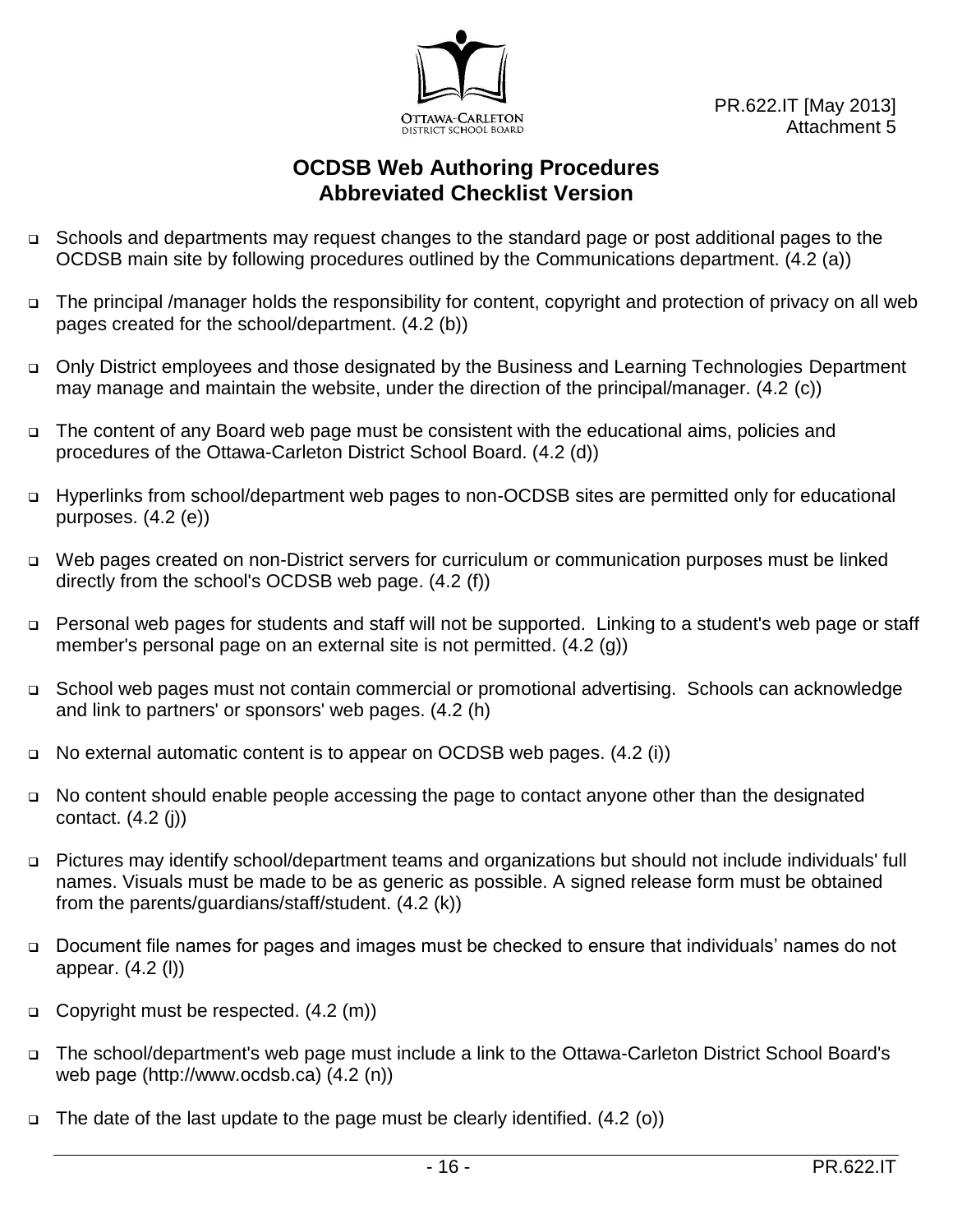PR.622.IT [May 2013]
Attachment 5

# OCDSB Web Authoring Procedures
## Abbreviated Checklist Version

- Schools and departments may request changes to the standard page or post additional pages to the OCDSB main site by following procedures outlined by the Communications department. (4.2 (a))
- The principal /manager holds the responsibility for content, copyright and protection of privacy on all web pages created for the school/department. (4.2 (b))
- Only District employees and those designated by the Business and Learning Technologies Department may manage and maintain the website, under the direction of the principal/manager. (4.2 (c))
- The content of any Board web page must be consistent with the educational aims, policies and procedures of the Ottawa-Carleton District School Board. (4.2 (d))
- Hyperlinks from school/department web pages to non-OCDSB sites are permitted only for educational purposes. (4.2 (e))
- Web pages created on non-District servers for curriculum or communication purposes must be linked directly from the school's OCDSB web page. (4.2 (f))
- Personal web pages for students and staff will not be supported. Linking to a student's web page or staff member's personal page on an external site is not permitted. (4.2 (g))
- School web pages must not contain commercial or promotional advertising. Schools can acknowledge and link to partners' or sponsors' web pages. (4.2 (h)
- No external automatic content is to appear on OCDSB web pages. (4.2 (i))
- No content should enable people accessing the page to contact anyone other than the designated contact. (4.2 (j))
- Pictures may identify school/department teams and organizations but should not include individuals' full names. Visuals must be made to be as generic as possible. A signed release form must be obtained from the parents/guardians/staff/student. (4.2 (k))
- Document file names for pages and images must be checked to ensure that individuals' names do not appear. (4.2 (l))
- Copyright must be respected. (4.2 (m))
- The school/department's web page must include a link to the Ottawa-Carleton District School Board's web page (http://www.ocdsb.ca) (4.2 (n))
- The date of the last update to the page must be clearly identified. (4.2 (o))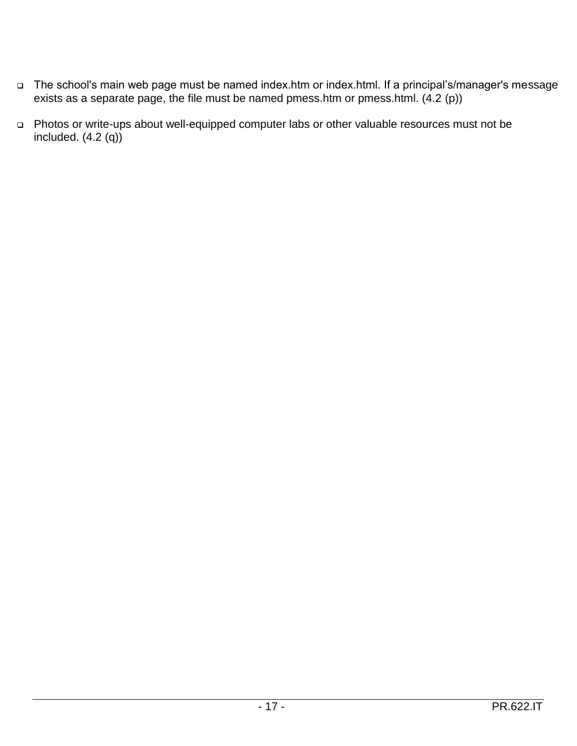- The school's main web page must be named index.htm or index.html. If a principal’s/manager's message exists as a separate page, the file must be named pmess.htm or pmess.html. (4.2 (p))

- Photos or write-ups about well-equipped computer labs or other valuable resources must not be included. (4.2 (q))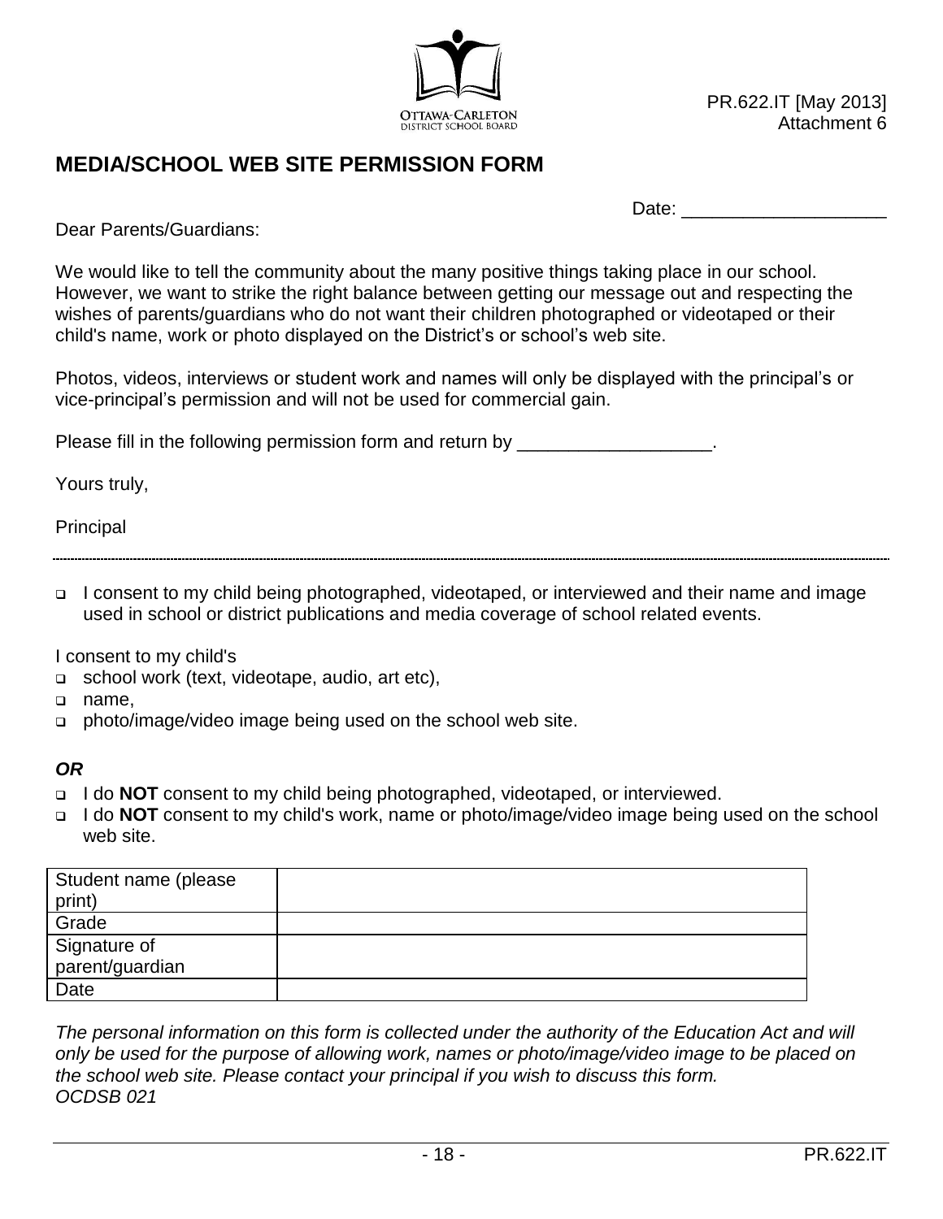PR.622.IT [May 2013]
Attachment 6

## MEDIA/SCHOOL WEB SITE PERMISSION FORM

Date: ____________________

Dear Parents/Guardians:

We would like to tell the community about the many positive things taking place in our school. However, we want to strike the right balance between getting our message out and respecting the wishes of parents/guardians who do not want their children photographed or videotaped or their child's name, work or photo displayed on the District's or school's web site.

Photos, videos, interviews or student work and names will only be displayed with the principal's or vice-principal's permission and will not be used for commercial gain.

Please fill in the following permission form and return by ___________________.

Yours truly,

Principal

---

- ❑ I consent to my child being photographed, videotaped, or interviewed and their name and image used in school or district publications and media coverage of school related events.

I consent to my child's

- ❑ school work (text, videotape, audio, art etc),
- ❑ name,
- ❑ photo/image/video image being used on the school web site.

***OR***

- ❑ I do **NOT** consent to my child being photographed, videotaped, or interviewed.
- ❑ I do **NOT** consent to my child's work, name or photo/image/video image being used on the school web site.

| Student name (please print) | |
|---|---|
| Grade | |
| Signature of parent/guardian | |
| Date | |

*The personal information on this form is collected under the authority of the Education Act and will only be used for the purpose of allowing work, names or photo/image/video image to be placed on the school web site. Please contact your principal if you wish to discuss this form.*
*OCDSB 021*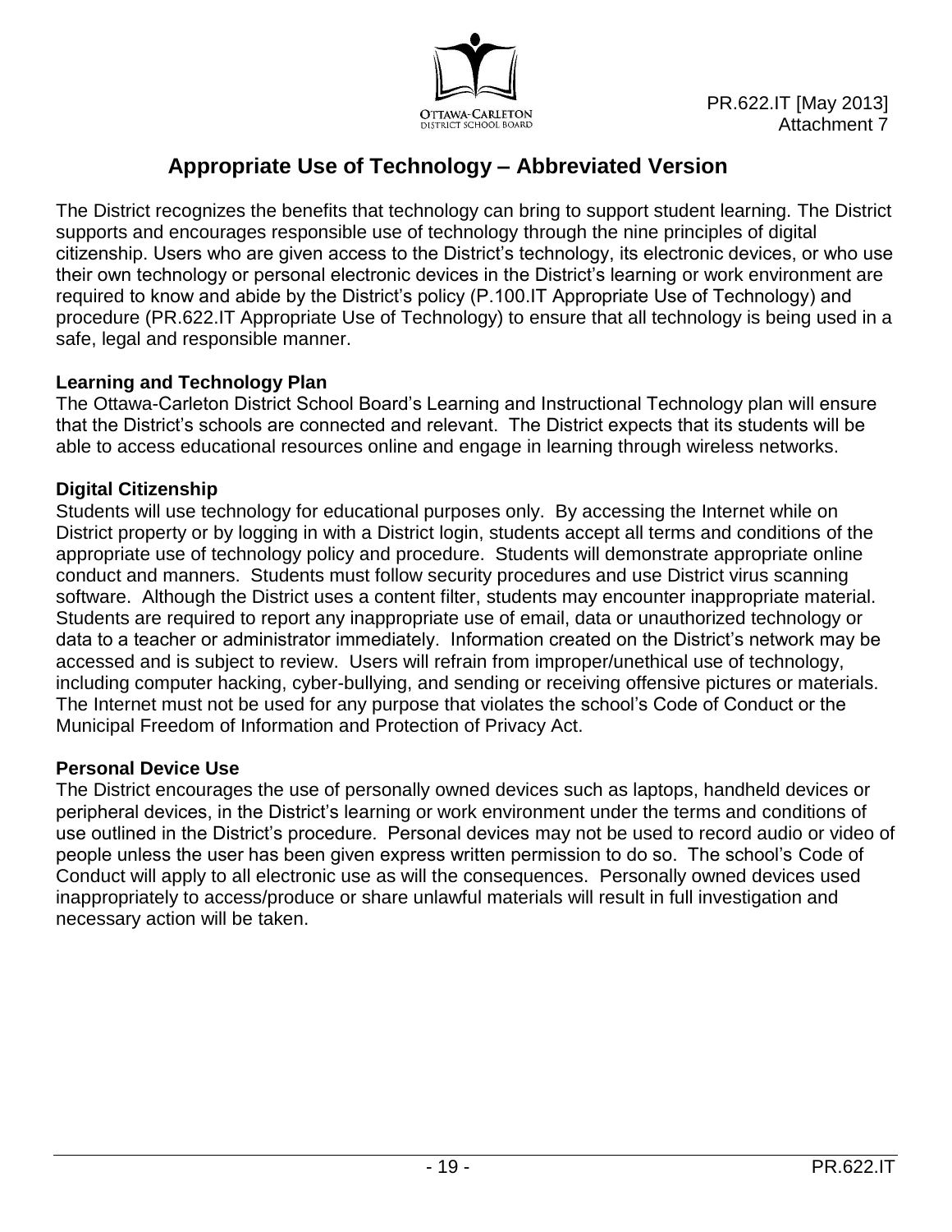PR.622.IT [May 2013]
Attachment 7

# Appropriate Use of Technology – Abbreviated Version

The District recognizes the benefits that technology can bring to support student learning. The District supports and encourages responsible use of technology through the nine principles of digital citizenship. Users who are given access to the District's technology, its electronic devices, or who use their own technology or personal electronic devices in the District's learning or work environment are required to know and abide by the District's policy (P.100.IT Appropriate Use of Technology) and procedure (PR.622.IT Appropriate Use of Technology) to ensure that all technology is being used in a safe, legal and responsible manner.

**Learning and Technology Plan**

The Ottawa-Carleton District School Board's Learning and Instructional Technology plan will ensure that the District's schools are connected and relevant. The District expects that its students will be able to access educational resources online and engage in learning through wireless networks.

**Digital Citizenship**

Students will use technology for educational purposes only. By accessing the Internet while on District property or by logging in with a District login, students accept all terms and conditions of the appropriate use of technology policy and procedure. Students will demonstrate appropriate online conduct and manners. Students must follow security procedures and use District virus scanning software. Although the District uses a content filter, students may encounter inappropriate material. Students are required to report any inappropriate use of email, data or unauthorized technology or data to a teacher or administrator immediately. Information created on the District's network may be accessed and is subject to review. Users will refrain from improper/unethical use of technology, including computer hacking, cyber-bullying, and sending or receiving offensive pictures or materials. The Internet must not be used for any purpose that violates the school's Code of Conduct or the Municipal Freedom of Information and Protection of Privacy Act.

**Personal Device Use**

The District encourages the use of personally owned devices such as laptops, handheld devices or peripheral devices, in the District's learning or work environment under the terms and conditions of use outlined in the District's procedure. Personal devices may not be used to record audio or video of people unless the user has been given express written permission to do so. The school's Code of Conduct will apply to all electronic use as will the consequences. Personally owned devices used inappropriately to access/produce or share unlawful materials will result in full investigation and necessary action will be taken.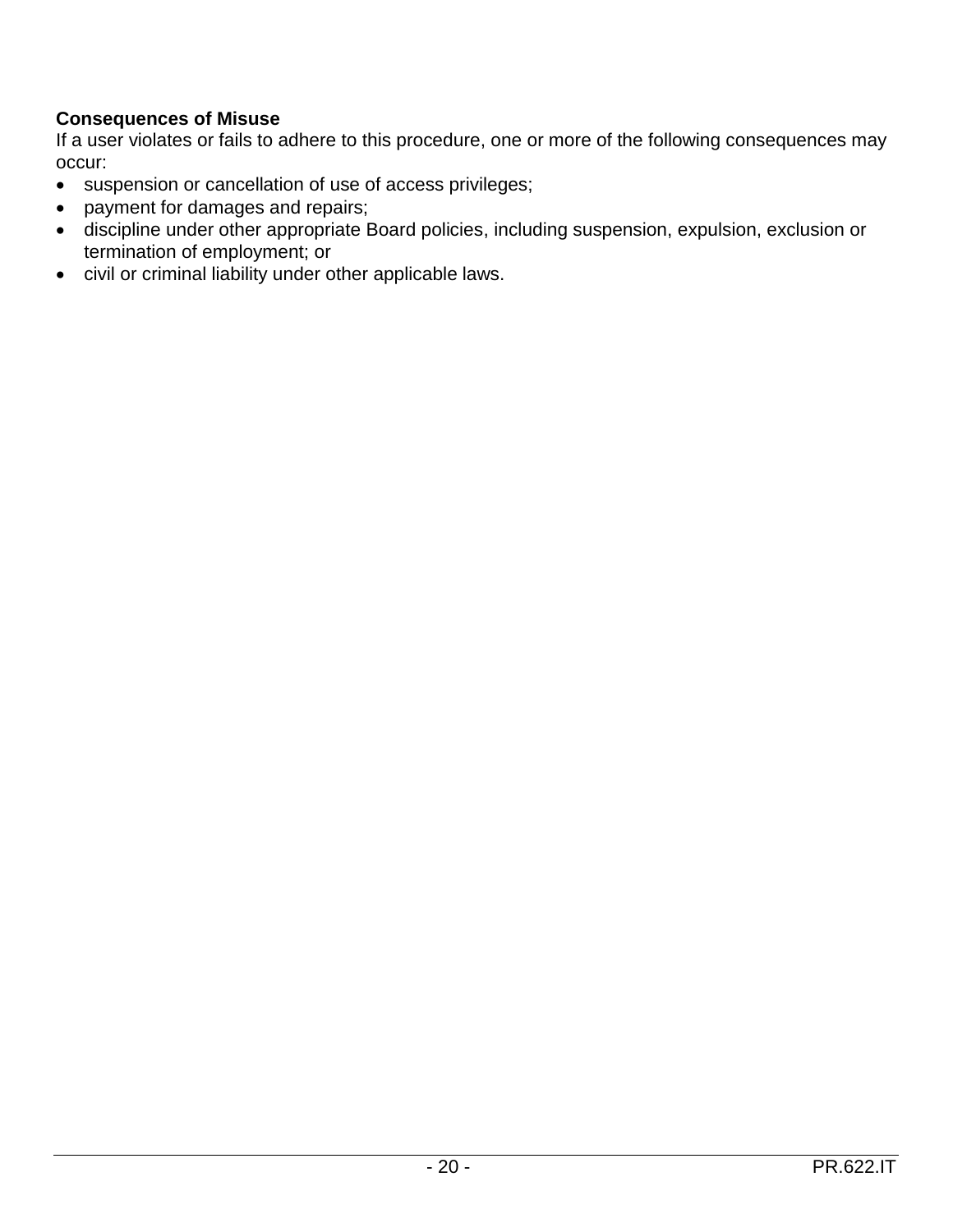**Consequences of Misuse**

If a user violates or fails to adhere to this procedure, one or more of the following consequences may occur:

- suspension or cancellation of use of access privileges;
- payment for damages and repairs;
- discipline under other appropriate Board policies, including suspension, expulsion, exclusion or termination of employment; or
- civil or criminal liability under other applicable laws.